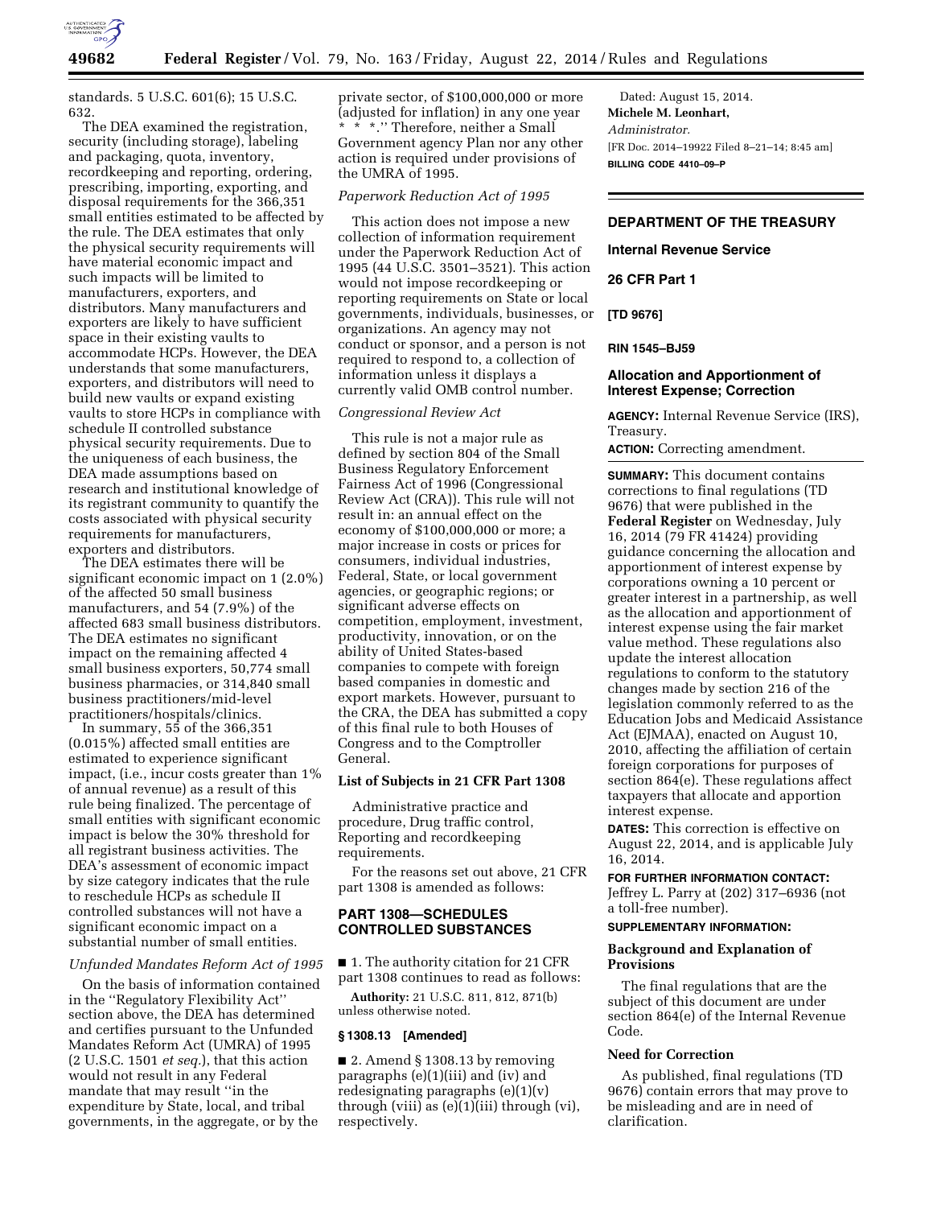standards. 5 U.S.C. 601(6); 15 U.S.C. 632.

The DEA examined the registration, security (including storage), labeling and packaging, quota, inventory, recordkeeping and reporting, ordering, prescribing, importing, exporting, and disposal requirements for the 366,351 small entities estimated to be affected by the rule. The DEA estimates that only the physical security requirements will have material economic impact and such impacts will be limited to manufacturers, exporters, and distributors. Many manufacturers and exporters are likely to have sufficient space in their existing vaults to accommodate HCPs. However, the DEA understands that some manufacturers, exporters, and distributors will need to build new vaults or expand existing vaults to store HCPs in compliance with schedule II controlled substance physical security requirements. Due to the uniqueness of each business, the DEA made assumptions based on research and institutional knowledge of its registrant community to quantify the costs associated with physical security requirements for manufacturers, exporters and distributors.

The DEA estimates there will be significant economic impact on 1 (2.0%) of the affected 50 small business manufacturers, and 54 (7.9%) of the affected 683 small business distributors. The DEA estimates no significant impact on the remaining affected 4 small business exporters, 50,774 small business pharmacies, or 314,840 small business practitioners/mid-level practitioners/hospitals/clinics.

In summary, 55 of the 366,351 (0.015%) affected small entities are estimated to experience significant impact, (i.e., incur costs greater than 1% of annual revenue) as a result of this rule being finalized. The percentage of small entities with significant economic impact is below the 30% threshold for all registrant business activities. The DEA's assessment of economic impact by size category indicates that the rule to reschedule HCPs as schedule II controlled substances will not have a significant economic impact on a substantial number of small entities.

### *Unfunded Mandates Reform Act of 1995*

On the basis of information contained in the ''Regulatory Flexibility Act'' section above, the DEA has determined and certifies pursuant to the Unfunded Mandates Reform Act (UMRA) of 1995 (2 U.S.C. 1501 *et seq.*), that this action would not result in any Federal mandate that may result ''in the expenditure by State, local, and tribal governments, in the aggregate, or by the private sector, of $100,000,000 or more (adjusted for inflation) in any one year * * *.'' Therefore, neither a Small Government agency Plan nor any other action is required under provisions of the UMRA of 1995.

### *Paperwork Reduction Act of 1995*

This action does not impose a new collection of information requirement under the Paperwork Reduction Act of 1995 (44 U.S.C. 3501–3521). This action would not impose recordkeeping or reporting requirements on State or local governments, individuals, businesses, or organizations. An agency may not conduct or sponsor, and a person is not required to respond to, a collection of information unless it displays a currently valid OMB control number.

### *Congressional Review Act*

This rule is not a major rule as defined by section 804 of the Small Business Regulatory Enforcement Fairness Act of 1996 (Congressional Review Act (CRA)). This rule will not result in: an annual effect on the economy of $100,000,000 or more; a major increase in costs or prices for consumers, individual industries, Federal, State, or local government agencies, or geographic regions; or significant adverse effects on competition, employment, investment, productivity, innovation, or on the ability of United States-based companies to compete with foreign based companies in domestic and export markets. However, pursuant to the CRA, the DEA has submitted a copy of this final rule to both Houses of Congress and to the Comptroller General.

### List of Subjects in 21 CFR Part 1308

Administrative practice and procedure, Drug traffic control, Reporting and recordkeeping requirements.

For the reasons set out above, 21 CFR part 1308 is amended as follows:

## PART 1308—SCHEDULES CONTROLLED SUBSTANCES

■ 1. The authority citation for 21 CFR part 1308 continues to read as follows:

**Authority:** 21 U.S.C. 811, 812, 871(b) unless otherwise noted.

### § 1308.13 [Amended]

■ 2. Amend § 1308.13 by removing paragraphs (e)(1)(iii) and (iv) and redesignating paragraphs (e)(1)(v) through (viii) as (e)(1)(iii) through (vi), respectively.

Dated: August 15, 2014.

**Michele M. Leonhart,**

*Administrator.*

[FR Doc. 2014–19922 Filed 8–21–14; 8:45 am]

**BILLING CODE 4410–09–P**

---

## DEPARTMENT OF THE TREASURY

## Internal Revenue Service

## 26 CFR Part 1

## [TD 9676]

## RIN 1545–BJ59

## Allocation and Apportionment of Interest Expense; Correction

**AGENCY:** Internal Revenue Service (IRS), Treasury.

**ACTION:** Correcting amendment.

**SUMMARY:** This document contains corrections to final regulations (TD 9676) that were published in the **Federal Register** on Wednesday, July 16, 2014 (79 FR 41424) providing guidance concerning the allocation and apportionment of interest expense by corporations owning a 10 percent or greater interest in a partnership, as well as the allocation and apportionment of interest expense using the fair market value method. These regulations also update the interest allocation regulations to conform to the statutory changes made by section 216 of the legislation commonly referred to as the Education Jobs and Medicaid Assistance Act (EJMAA), enacted on August 10, 2010, affecting the affiliation of certain foreign corporations for purposes of section 864(e). These regulations affect taxpayers that allocate and apportion interest expense.

**DATES:** This correction is effective on August 22, 2014, and is applicable July 16, 2014.

**FOR FURTHER INFORMATION CONTACT:** Jeffrey L. Parry at (202) 317–6936 (not a toll-free number).

**SUPPLEMENTARY INFORMATION:**

### Background and Explanation of Provisions

The final regulations that are the subject of this document are under section 864(e) of the Internal Revenue Code.

### Need for Correction

As published, final regulations (TD 9676) contain errors that may prove to be misleading and are in need of clarification.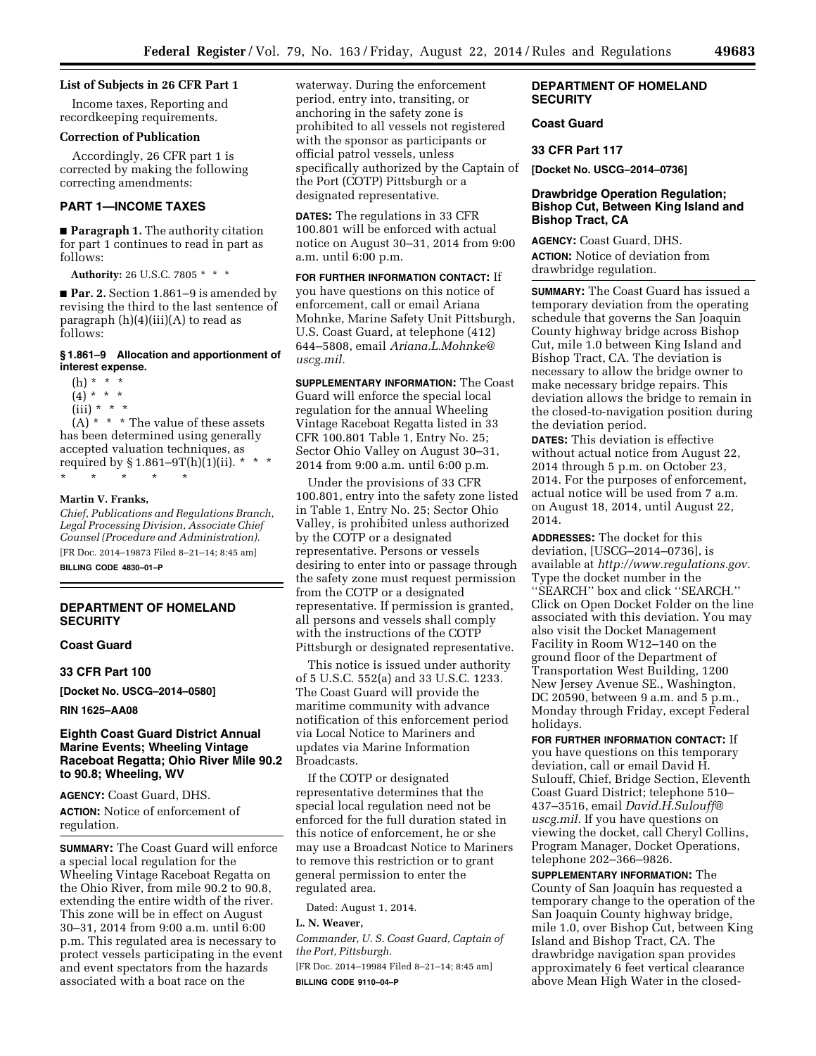## List of Subjects in 26 CFR Part 1

Income taxes, Reporting and recordkeeping requirements.

### Correction of Publication

Accordingly, 26 CFR part 1 is corrected by making the following correcting amendments:

## PART 1—INCOME TAXES

■ **Paragraph 1.** The authority citation for part 1 continues to read in part as follows:

**Authority:** 26 U.S.C. 7805 * * *

■ **Par. 2.** Section 1.861–9 is amended by revising the third to the last sentence of paragraph (h)(4)(iii)(A) to read as follows:

### § 1.861–9 Allocation and apportionment of interest expense.

(h) * * *

(4) * * *

(iii) * * *

(A) * * * The value of these assets has been determined using generally accepted valuation techniques, as required by § 1.861–9T(h)(1)(ii). * * *

\* \* \* \* \*

**Martin V. Franks,**

*Chief, Publications and Regulations Branch, Legal Processing Division, Associate Chief Counsel (Procedure and Administration).*

[FR Doc. 2014–19873 Filed 8–21–14; 8:45 am]

**BILLING CODE 4830–01–P**

---

## DEPARTMENT OF HOMELAND SECURITY

### Coast Guard

### 33 CFR Part 100

**[Docket No. USCG–2014–0580]**

**RIN 1625–AA08**

### Eighth Coast Guard District Annual Marine Events; Wheeling Vintage Raceboat Regatta; Ohio River Mile 90.2 to 90.8; Wheeling, WV

**AGENCY:** Coast Guard, DHS.

**ACTION:** Notice of enforcement of regulation.

**SUMMARY:** The Coast Guard will enforce a special local regulation for the Wheeling Vintage Raceboat Regatta on the Ohio River, from mile 90.2 to 90.8, extending the entire width of the river. This zone will be in effect on August 30–31, 2014 from 9:00 a.m. until 6:00 p.m. This regulated area is necessary to protect vessels participating in the event and event spectators from the hazards associated with a boat race on the waterway. During the enforcement period, entry into, transiting, or anchoring in the safety zone is prohibited to all vessels not registered with the sponsor as participants or official patrol vessels, unless specifically authorized by the Captain of the Port (COTP) Pittsburgh or a designated representative.

**DATES:** The regulations in 33 CFR 100.801 will be enforced with actual notice on August 30–31, 2014 from 9:00 a.m. until 6:00 p.m.

**FOR FURTHER INFORMATION CONTACT:** If you have questions on this notice of enforcement, call or email Ariana Mohnke, Marine Safety Unit Pittsburgh, U.S. Coast Guard, at telephone (412) 644–5808, email *Ariana.L.Mohnke@uscg.mil.*

**SUPPLEMENTARY INFORMATION:** The Coast Guard will enforce the special local regulation for the annual Wheeling Vintage Raceboat Regatta listed in 33 CFR 100.801 Table 1, Entry No. 25; Sector Ohio Valley on August 30–31, 2014 from 9:00 a.m. until 6:00 p.m.

Under the provisions of 33 CFR 100.801, entry into the safety zone listed in Table 1, Entry No. 25; Sector Ohio Valley, is prohibited unless authorized by the COTP or a designated representative. Persons or vessels desiring to enter into or passage through the safety zone must request permission from the COTP or a designated representative. If permission is granted, all persons and vessels shall comply with the instructions of the COTP Pittsburgh or designated representative.

This notice is issued under authority of 5 U.S.C. 552(a) and 33 U.S.C. 1233. The Coast Guard will provide the maritime community with advance notification of this enforcement period via Local Notice to Mariners and updates via Marine Information Broadcasts.

If the COTP or designated representative determines that the special local regulation need not be enforced for the full duration stated in this notice of enforcement, he or she may use a Broadcast Notice to Mariners to remove this restriction or to grant general permission to enter the regulated area.

Dated: August 1, 2014.

**L. N. Weaver,**

*Commander, U. S. Coast Guard, Captain of the Port, Pittsburgh.*

[FR Doc. 2014–19984 Filed 8–21–14; 8:45 am]

**BILLING CODE 9110–04–P**

---

## DEPARTMENT OF HOMELAND SECURITY

### Coast Guard

### 33 CFR Part 117

**[Docket No. USCG–2014–0736]**

### Drawbridge Operation Regulation; Bishop Cut, Between King Island and Bishop Tract, CA

**AGENCY:** Coast Guard, DHS.

**ACTION:** Notice of deviation from drawbridge regulation.

**SUMMARY:** The Coast Guard has issued a temporary deviation from the operating schedule that governs the San Joaquin County highway bridge across Bishop Cut, mile 1.0 between King Island and Bishop Tract, CA. The deviation is necessary to allow the bridge owner to make necessary bridge repairs. This deviation allows the bridge to remain in the closed-to-navigation position during the deviation period.

**DATES:** This deviation is effective without actual notice from August 22, 2014 through 5 p.m. on October 23, 2014. For the purposes of enforcement, actual notice will be used from 7 a.m. on August 18, 2014, until August 22, 2014.

**ADDRESSES:** The docket for this deviation, [USCG–2014–0736], is available at *http://www.regulations.gov.* Type the docket number in the ''SEARCH'' box and click ''SEARCH.'' Click on Open Docket Folder on the line associated with this deviation. You may also visit the Docket Management Facility in Room W12–140 on the ground floor of the Department of Transportation West Building, 1200 New Jersey Avenue SE., Washington, DC 20590, between 9 a.m. and 5 p.m., Monday through Friday, except Federal holidays.

**FOR FURTHER INFORMATION CONTACT:** If you have questions on this temporary deviation, call or email David H. Sulouff, Chief, Bridge Section, Eleventh Coast Guard District; telephone 510–437–3516, email *David.H.Sulouff@uscg.mil.* If you have questions on viewing the docket, call Cheryl Collins, Program Manager, Docket Operations, telephone 202–366–9826.

**SUPPLEMENTARY INFORMATION:** The County of San Joaquin has requested a temporary change to the operation of the San Joaquin County highway bridge, mile 1.0, over Bishop Cut, between King Island and Bishop Tract, CA. The drawbridge navigation span provides approximately 6 feet vertical clearance above Mean High Water in the closed-